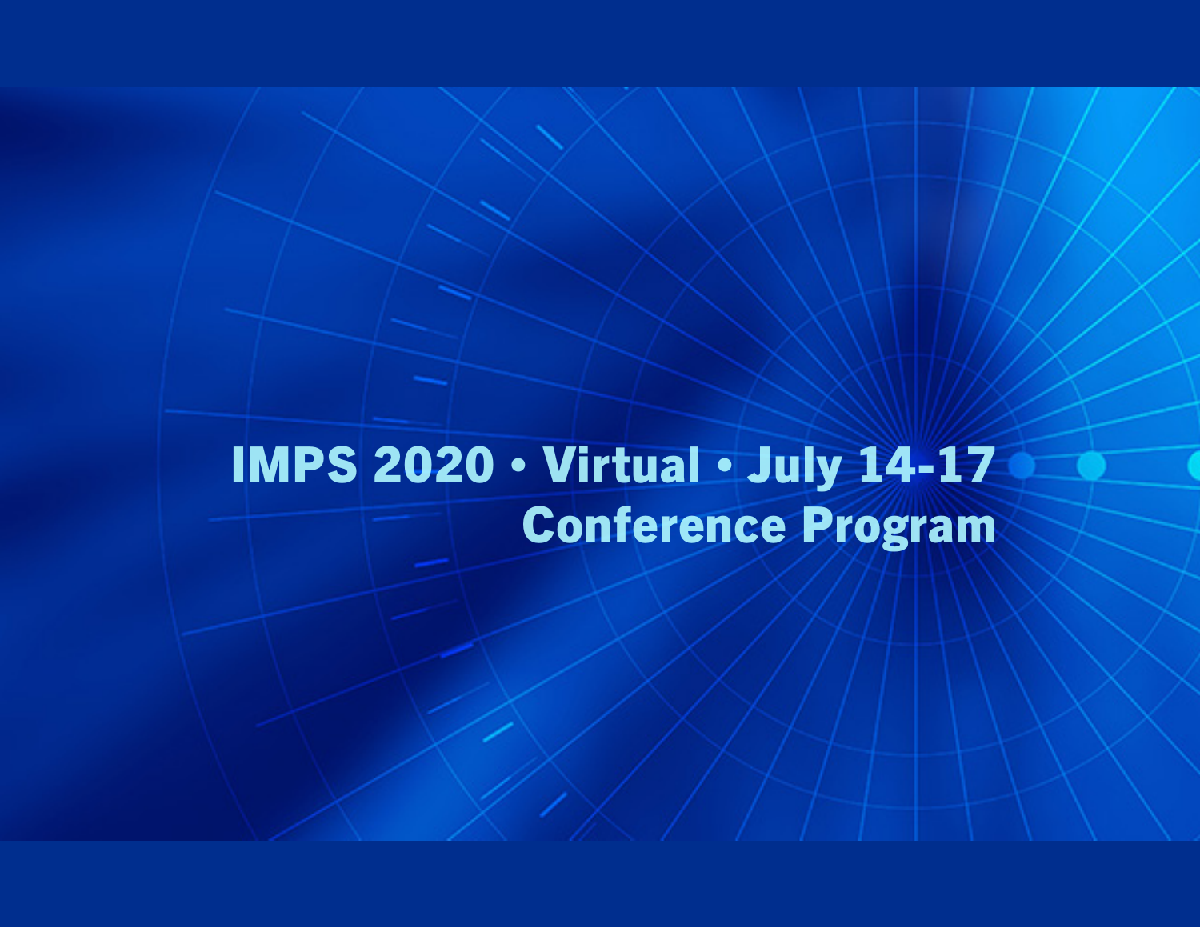# IMPS 2020 • Virtual • July 14-17
## Conference Program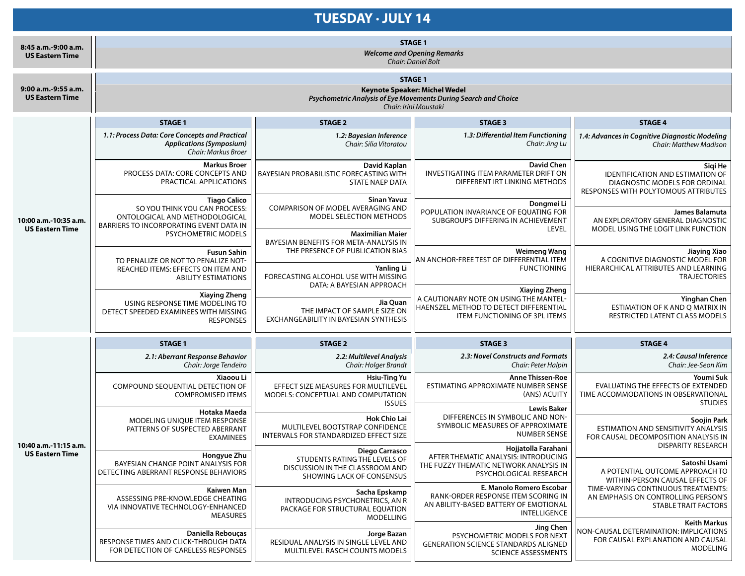# TUESDAY · JULY 14

## 8:45 a.m.-9:00 a.m. US Eastern Time

**STAGE 1**

***Welcome and Opening Remarks***
*Chair: Daniel Bolt*

## 9:00 a.m.-9:55 a.m. US Eastern Time

**STAGE 1**

**Keynote Speaker: Michel Wedel**
***Psychometric Analysis of Eye Movements During Search and Choice***
*Chair: Irini Moustaki*

## 10:00 a.m.-10:35 a.m. US Eastern Time

| STAGE 1 | STAGE 2 | STAGE 3 | STAGE 4 |
|---|---|---|---|
| ***1.1: Process Data: Core Concepts and Practical Applications (Symposium)*** *Chair: Markus Broer* | ***1.2: Bayesian Inference*** *Chair: Silia Vitoratou* | ***1.3: Differential Item Functioning*** *Chair: Jing Lu* | ***1.4: Advances in Cognitive Diagnostic Modeling*** *Chair: Matthew Madison* |
| **Markus Broer** PROCESS DATA: CORE CONCEPTS AND PRACTICAL APPLICATIONS | **David Kaplan** BAYESIAN PROBABILISTIC FORECASTING WITH STATE NAEP DATA | **David Chen** INVESTIGATING ITEM PARAMETER DRIFT ON DIFFERENT IRT LINKING METHODS | **Siqi He** IDENTIFICATION AND ESTIMATION OF DIAGNOSTIC MODELS FOR ORDINAL RESPONSES WITH POLYTOMOUS ATTRIBUTES |
| **Tiago Calico** SO YOU THINK YOU CAN PROCESS: ONTOLOGICAL AND METHODOLOGICAL BARRIERS TO INCORPORATING EVENT DATA IN PSYCHOMETRIC MODELS | **Sinan Yavuz** COMPARISON OF MODEL AVERAGING AND MODEL SELECTION METHODS | **Dongmei Li** POPULATION INVARIANCE OF EQUATING FOR SUBGROUPS DIFFERING IN ACHIEVEMENT LEVEL | **James Balamuta** AN EXPLORATORY GENERAL DIAGNOSTIC MODEL USING THE LOGIT LINK FUNCTION |
| **Fusun Sahin** TO PENALIZE OR NOT TO PENALIZE NOT-REACHED ITEMS: EFFECTS ON ITEM AND ABILITY ESTIMATIONS | **Maximilian Maier** BAYESIAN BENEFITS FOR META-ANALYSIS IN THE PRESENCE OF PUBLICATION BIAS | **Weimeng Wang** AN ANCHOR-FREE TEST OF DIFFERENTIAL ITEM FUNCTIONING | **Jiaying Xiao** A COGNITIVE DIAGNOSTIC MODEL FOR HIERARCHICAL ATTRIBUTES AND LEARNING TRAJECTORIES |
| **Xiaying Zheng** USING RESPONSE TIME MODELING TO DETECT SPEEDED EXAMINEES WITH MISSING RESPONSES | **Yanling Li** FORECASTING ALCOHOL USE WITH MISSING DATA: A BAYESIAN APPROACH | **Xiaying Zheng** A CAUTIONARY NOTE ON USING THE MANTEL-HAENSZEL METHOD TO DETECT DIFFERENTIAL ITEM FUNCTIONING OF 3PL ITEMS | **Yinghan Chen** ESTIMATION OF K AND Q MATRIX IN RESTRICTED LATENT CLASS MODELS |
| | **Jia Quan** THE IMPACT OF SAMPLE SIZE ON EXCHANGEABILITY IN BAYESIAN SYNTHESIS | | |

## 10:40 a.m.-11:15 a.m. US Eastern Time

| STAGE 1 | STAGE 2 | STAGE 3 | STAGE 4 |
|---|---|---|---|
| ***2.1: Aberrant Response Behavior*** *Chair: Jorge Tendeiro* | ***2.2: Multilevel Analysis*** *Chair: Holger Brandt* | ***2.3: Novel Constructs and Formats*** *Chair: Peter Halpin* | ***2.4: Causal Inference*** *Chair: Jee-Seon Kim* |
| **Xiaoou Li** COMPOUND SEQUENTIAL DETECTION OF COMPROMISED ITEMS | **Hsiu-Ting Yu** EFFECT SIZE MEASURES FOR MULTILEVEL MODELS: CONCEPTUAL AND COMPUTATION ISSUES | **Anne Thissen-Roe** ESTIMATING APPROXIMATE NUMBER SENSE (ANS) ACUITY | **Youmi Suk** EVALUATING THE EFFECTS OF EXTENDED TIME ACCOMMODATIONS IN OBSERVATIONAL STUDIES |
| **Hotaka Maeda** MODELING UNIQUE ITEM RESPONSE PATTERNS OF SUSPECTED ABERRANT EXAMINEES | **Hok Chio Lai** MULTILEVEL BOOTSTRAP CONFIDENCE INTERVALS FOR STANDARDIZED EFFECT SIZE | **Lewis Baker** DIFFERENCES IN SYMBOLIC AND NON-SYMBOLIC MEASURES OF APPROXIMATE NUMBER SENSE | **Soojin Park** ESTIMATION AND SENSITIVITY ANALYSIS FOR CAUSAL DECOMPOSITION ANALYSIS IN DISPARITY RESEARCH |
| **Hongyue Zhu** BAYESIAN CHANGE POINT ANALYSIS FOR DETECTING ABERRANT RESPONSE BEHAVIORS | **Diego Carrasco** STUDENTS RATING THE LEVELS OF DISCUSSION IN THE CLASSROOM AND SHOWING LACK OF CONSENSUS | **Hojjatolla Farahani** AFTER THEMATIC ANALYSIS: INTRODUCING THE FUZZY THEMATIC NETWORK ANALYSIS IN PSYCHOLOGICAL RESEARCH | **Satoshi Usami** A POTENTIAL OUTCOME APPROACH TO WITHIN-PERSON CAUSAL EFFECTS OF TIME-VARYING CONTINUOUS TREATMENTS: AN EMPHASIS ON CONTROLLING PERSON'S STABLE TRAIT FACTORS |
| **Kaiwen Man** ASSESSING PRE-KNOWLEDGE CHEATING VIA INNOVATIVE TECHNOLOGY-ENHANCED MEASURES | **Sacha Epskamp** INTRODUCING PSYCHONETRICS, AN R PACKAGE FOR STRUCTURAL EQUATION MODELLING | **E. Manolo Romero Escobar** RANK-ORDER RESPONSE ITEM SCORING IN AN ABILITY-BASED BATTERY OF EMOTIONAL INTELLIGENCE | **Keith Markus** NON-CAUSAL DETERMINATION: IMPLICATIONS FOR CAUSAL EXPLANATION AND CAUSAL MODELING |
| **Daniella Rebouças** RESPONSE TIMES AND CLICK-THROUGH DATA FOR DETECTION OF CARELESS RESPONSES | **Jorge Bazan** RESIDUAL ANALYSIS IN SINGLE LEVEL AND MULTILEVEL RASCH COUNTS MODELS | **Jing Chen** PSYCHOMETRIC MODELS FOR NEXT GENERATION SCIENCE STANDARDS ALIGNED SCIENCE ASSESSMENTS | |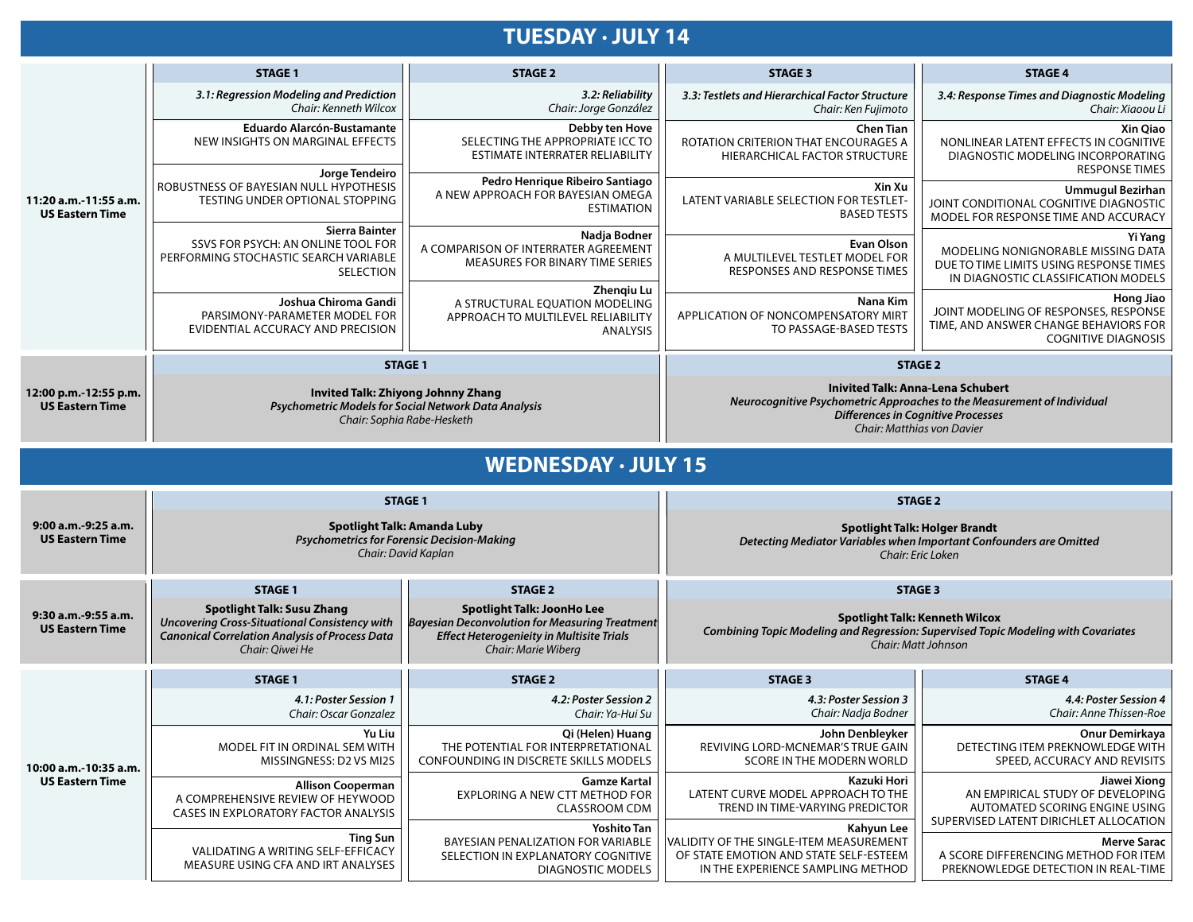# TUESDAY · JULY 14

| | STAGE 1 | STAGE 2 | STAGE 3 | STAGE 4 |
|---|---|---|---|---|
| **11:20 a.m.-11:55 a.m. US Eastern Time** | ***3.1: Regression Modeling and Prediction*** *Chair: Kenneth Wilcox* | ***3.2: Reliability*** *Chair: Jorge González* | ***3.3: Testlets and Hierarchical Factor Structure*** *Chair: Ken Fujimoto* | ***3.4: Response Times and Diagnostic Modeling*** *Chair: Xiaoou Li* |
| | **Eduardo Alarcón-Bustamante** NEW INSIGHTS ON MARGINAL EFFECTS | **Debby ten Hove** SELECTING THE APPROPRIATE ICC TO ESTIMATE INTERRATER RELIABILITY | **Chen Tian** ROTATION CRITERION THAT ENCOURAGES A HIERARCHICAL FACTOR STRUCTURE | **Xin Qiao** NONLINEAR LATENT EFFECTS IN COGNITIVE DIAGNOSTIC MODELING INCORPORATING RESPONSE TIMES |
| | **Jorge Tendeiro** ROBUSTNESS OF BAYESIAN NULL HYPOTHESIS TESTING UNDER OPTIONAL STOPPING | **Pedro Henrique Ribeiro Santiago** A NEW APPROACH FOR BAYESIAN OMEGA ESTIMATION | **Xin Xu** LATENT VARIABLE SELECTION FOR TESTLET-BASED TESTS | **Ummugul Bezirhan** JOINT CONDITIONAL COGNITIVE DIAGNOSTIC MODEL FOR RESPONSE TIME AND ACCURACY |
| | **Sierra Bainter** SSVS FOR PSYCH: AN ONLINE TOOL FOR PERFORMING STOCHASTIC SEARCH VARIABLE SELECTION | **Nadja Bodner** A COMPARISON OF INTERRATER AGREEMENT MEASURES FOR BINARY TIME SERIES | **Evan Olson** A MULTILEVEL TESTLET MODEL FOR RESPONSES AND RESPONSE TIMES | **Yi Yang** MODELING NONIGNORABLE MISSING DATA DUE TO TIME LIMITS USING RESPONSE TIMES IN DIAGNOSTIC CLASSIFICATION MODELS |
| | **Joshua Chiroma Gandi** PARSIMONY-PARAMETER MODEL FOR EVIDENTIAL ACCURACY AND PRECISION | **Zhenqiu Lu** A STRUCTURAL EQUATION MODELING APPROACH TO MULTILEVEL RELIABILITY ANALYSIS | **Nana Kim** APPLICATION OF NONCOMPENSATORY MIRT TO PASSAGE-BASED TESTS | **Hong Jiao** JOINT MODELING OF RESPONSES, RESPONSE TIME, AND ANSWER CHANGE BEHAVIORS FOR COGNITIVE DIAGNOSIS |

| | STAGE 1 | STAGE 2 |
|---|---|---|
| **12:00 p.m.-12:55 p.m. US Eastern Time** | **Invited Talk: Zhiyong Johnny Zhang** ***Psychometric Models for Social Network Data Analysis*** *Chair: Sophia Rabe-Hesketh* | **Invited Talk: Anna-Lena Schubert** ***Neurocognitive Psychometric Approaches to the Measurement of Individual Differences in Cognitive Processes*** *Chair: Matthias von Davier* |

# WEDNESDAY · JULY 15

| | STAGE 1 | STAGE 2 |
|---|---|---|
| **9:00 a.m.-9:25 a.m. US Eastern Time** | **Spotlight Talk: Amanda Luby** ***Psychometrics for Forensic Decision-Making*** *Chair: David Kaplan* | **Spotlight Talk: Holger Brandt** ***Detecting Mediator Variables when Important Confounders are Omitted*** *Chair: Eric Loken* |

| | STAGE 1 | STAGE 2 | STAGE 3 |
|---|---|---|---|
| **9:30 a.m.-9:55 a.m. US Eastern Time** | **Spotlight Talk: Susu Zhang** ***Uncovering Cross-Situational Consistency with Canonical Correlation Analysis of Process Data*** *Chair: Qiwei He* | **Spotlight Talk: JoonHo Lee** ***Bayesian Deconvolution for Measuring Treatment Effect Heterogeneity in Multisite Trials*** *Chair: Marie Wiberg* | **Spotlight Talk: Kenneth Wilcox** ***Combining Topic Modeling and Regression: Supervised Topic Modeling with Covariates*** *Chair: Matt Johnson* |

| | STAGE 1 | STAGE 2 | STAGE 3 | STAGE 4 |
|---|---|---|---|---|
| **10:00 a.m.-10:35 a.m. US Eastern Time** | ***4.1: Poster Session 1*** *Chair: Oscar Gonzalez* | ***4.2: Poster Session 2*** *Chair: Ya-Hui Su* | ***4.3: Poster Session 3*** *Chair: Nadja Bodner* | ***4.4: Poster Session 4*** *Chair: Anne Thissen-Roe* |
| | **Yu Liu** MODEL FIT IN ORDINAL SEM WITH MISSINGNESS: D2 VS MI2S | **Qi (Helen) Huang** THE POTENTIAL FOR INTERPRETATIONAL CONFOUNDING IN DISCRETE SKILLS MODELS | **John Denbleyker** REVIVING LORD-MCNEMAR'S TRUE GAIN SCORE IN THE MODERN WORLD | **Onur Demirkaya** DETECTING ITEM PREKNOWLEDGE WITH SPEED, ACCURACY AND REVISITS |
| | **Allison Cooperman** A COMPREHENSIVE REVIEW OF HEYWOOD CASES IN EXPLORATORY FACTOR ANALYSIS | **Gamze Kartal** EXPLORING A NEW CTT METHOD FOR CLASSROOM CDM | **Kazuki Hori** LATENT CURVE MODEL APPROACH TO THE TREND IN TIME-VARYING PREDICTOR | **Jiawei Xiong** AN EMPIRICAL STUDY OF DEVELOPING AUTOMATED SCORING ENGINE USING SUPERVISED LATENT DIRICHLET ALLOCATION |
| | **Ting Sun** VALIDATING A WRITING SELF-EFFICACY MEASURE USING CFA AND IRT ANALYSES | **Yoshito Tan** BAYESIAN PENALIZATION FOR VARIABLE SELECTION IN EXPLANATORY COGNITIVE DIAGNOSTIC MODELS | **Kahyun Lee** VALIDITY OF THE SINGLE-ITEM MEASUREMENT OF STATE EMOTION AND STATE SELF-ESTEEM IN THE EXPERIENCE SAMPLING METHOD | **Merve Sarac** A SCORE DIFFERENCING METHOD FOR ITEM PREKNOWLEDGE DETECTION IN REAL-TIME |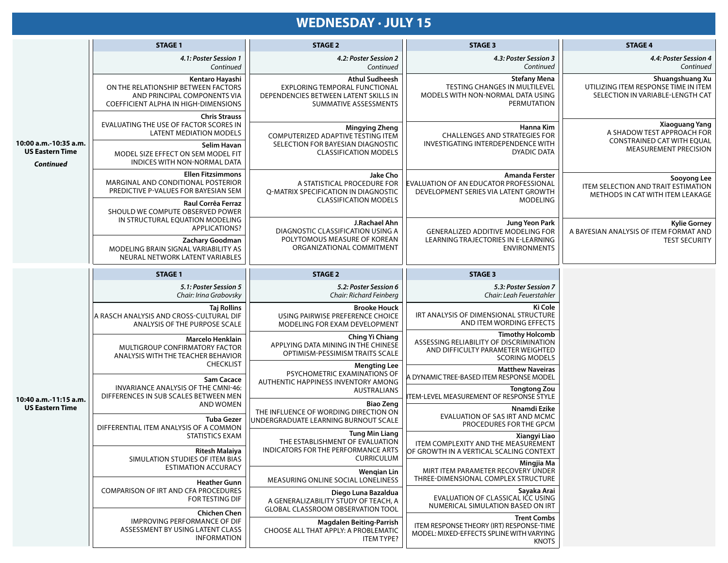# WEDNESDAY · JULY 15

| | STAGE 1 | STAGE 2 | STAGE 3 | STAGE 4 |
|---|---|---|---|---|
| **10:00 a.m.-10:35 a.m. US Eastern Time** *Continued* | *4.1: Poster Session 1 Continued* | *4.2: Poster Session 2 Continued* | *4.3: Poster Session 3 Continued* | *4.4: Poster Session 4 Continued* |
| | **Kentaro Hayashi** ON THE RELATIONSHIP BETWEEN FACTORS AND PRINCIPAL COMPONENTS VIA COEFFICIENT ALPHA IN HIGH-DIMENSIONS | **Athul Sudheesh** EXPLORING TEMPORAL FUNCTIONAL DEPENDENCIES BETWEEN LATENT SKILLS IN SUMMATIVE ASSESSMENTS | **Stefany Mena** TESTING CHANGES IN MULTILEVEL MODELS WITH NON-NORMAL DATA USING PERMUTATION | **Shuangshuang Xu** UTILIZING ITEM RESPONSE TIME IN ITEM SELECTION IN VARIABLE-LENGTH CAT |
| | **Chris Strauss** EVALUATING THE USE OF FACTOR SCORES IN LATENT MEDIATION MODELS | **Mingying Zheng** COMPUTERIZED ADAPTIVE TESTING ITEM SELECTION FOR BAYESIAN DIAGNOSTIC CLASSIFICATION MODELS | **Hanna Kim** CHALLENGES AND STRATEGIES FOR INVESTIGATING INTERDEPENDENCE WITH DYADIC DATA | **Xiaoguang Yang** A SHADOW TEST APPROACH FOR CONSTRAINED CAT WITH EQUAL MEASUREMENT PRECISION |
| | **Selim Havan** MODEL SIZE EFFECT ON SEM MODEL FIT INDICES WITH NON-NORMAL DATA | **Jake Cho** A STATISTICAL PROCEDURE FOR Q-MATRIX SPECIFICATION IN DIAGNOSTIC CLASSIFICATION MODELS | **Amanda Ferster** EVALUATION OF AN EDUCATOR PROFESSIONAL DEVELOPMENT SERIES VIA LATENT GROWTH MODELING | **Sooyong Lee** ITEM SELECTION AND TRAIT ESTIMATION METHODS IN CAT WITH ITEM LEAKAGE |
| | **Ellen Fitzsimmons** MARGINAL AND CONDITIONAL POSTERIOR PREDICTIVE P-VALUES FOR BAYESIAN SEM | **J.Rachael Ahn** DIAGNOSTIC CLASSIFICATION USING A POLYTOMOUS MEASURE OF KOREAN ORGANIZATIONAL COMMITMENT | **Jung Yeon Park** GENERALIZED ADDITIVE MODELING FOR LEARNING TRAJECTORIES IN E-LEARNING ENVIRONMENTS | **Kylie Gorney** A BAYESIAN ANALYSIS OF ITEM FORMAT AND TEST SECURITY |
| | **Raul Corrêa Ferraz** SHOULD WE COMPUTE OBSERVED POWER IN STRUCTURAL EQUATION MODELING APPLICATIONS? | | | |
| | **Zachary Goodman** MODELING BRAIN SIGNAL VARIABILITY AS NEURAL NETWORK LATENT VARIABLES | | | |

| | STAGE 1 | STAGE 2 | STAGE 3 |
|---|---|---|---|
| **10:40 a.m.-11:15 a.m. US Eastern Time** | *5.1: Poster Session 5 Chair: Irina Grabovsky* | *5.2: Poster Session 6 Chair: Richard Feinberg* | *5.3: Poster Session 7 Chair: Leah Feuerstahler* |
| | **Taj Rollins** A RASCH ANALYSIS AND CROSS-CULTURAL DIF ANALYSIS OF THE PURPOSE SCALE | **Brooke Houck** USING PAIRWISE PREFERENCE CHOICE MODELING FOR EXAM DEVELOPMENT | **Ki Cole** IRT ANALYSIS OF DIMENSIONAL STRUCTURE AND ITEM WORDING EFFECTS |
| | **Marcelo Henklain** MULTIGROUP CONFIRMATORY FACTOR ANALYSIS WITH THE TEACHER BEHAVIOR CHECKLIST | **Ching Yi Chiang** APPLYING DATA MINING IN THE CHINESE OPTIMISM-PESSIMISM TRAITS SCALE | **Timothy Holcomb** ASSESSING RELIABILITY OF DISCRIMINATION AND DIFFICULTY PARAMETER WEIGHTED SCORING MODELS |
| | **Sam Cacace** INVARIANCE ANALYSIS OF THE CMNI-46: DIFFERENCES IN SUB SCALES BETWEEN MEN AND WOMEN | **Mengting Lee** PSYCHOMETRIC EXAMINATIONS OF AUTHENTIC HAPPINESS INVENTORY AMONG AUSTRALIANS | **Matthew Naveiras** A DYNAMIC TREE-BASED ITEM RESPONSE MODEL |
| | **Tuba Gezer** DIFFERENTIAL ITEM ANALYSIS OF A COMMON STATISTICS EXAM | **Biao Zeng** THE INFLUENCE OF WORDING DIRECTION ON UNDERGRADUATE LEARNING BURNOUT SCALE | **Tongtong Zou** ITEM-LEVEL MEASUREMENT OF RESPONSE STYLE |
| | **Ritesh Malaiya** SIMULATION STUDIES OF ITEM BIAS ESTIMATION ACCURACY | **Tung Min Liang** THE ESTABLISHMENT OF EVALUATION INDICATORS FOR THE PERFORMANCE ARTS CURRICULUM | **Nnamdi Ezike** EVALUATION OF SAS IRT AND MCMC PROCEDURES FOR THE GPCM |
| | **Heather Gunn** COMPARISON OF IRT AND CFA PROCEDURES FOR TESTING DIF | **Wenqian Lin** MEASURING ONLINE SOCIAL LONELINESS | **Xiangyi Liao** ITEM COMPLEXITY AND THE MEASUREMENT OF GROWTH IN A VERTICAL SCALING CONTEXT |
| | **Chichen Chen** IMPROVING PERFORMANCE OF DIF ASSESSMENT BY USING LATENT CLASS INFORMATION | **Diego Luna Bazaldua** A GENERALIZABILITY STUDY OF TEACH, A GLOBAL CLASSROOM OBSERVATION TOOL | **Mingjia Ma** MIRT ITEM PARAMETER RECOVERY UNDER THREE-DIMENSIONAL COMPLEX STRUCTURE |
| | | **Magdalen Beiting-Parrish** CHOOSE ALL THAT APPLY: A PROBLEMATIC ITEM TYPE? | **Sayaka Arai** EVALUATION OF CLASSICAL ICC USING NUMERICAL SIMULATION BASED ON IRT |
| | | | **Trent Combs** ITEM RESPONSE THEORY (IRT) RESPONSE-TIME MODEL: MIXED-EFFECTS SPLINE WITH VARYING KNOTS |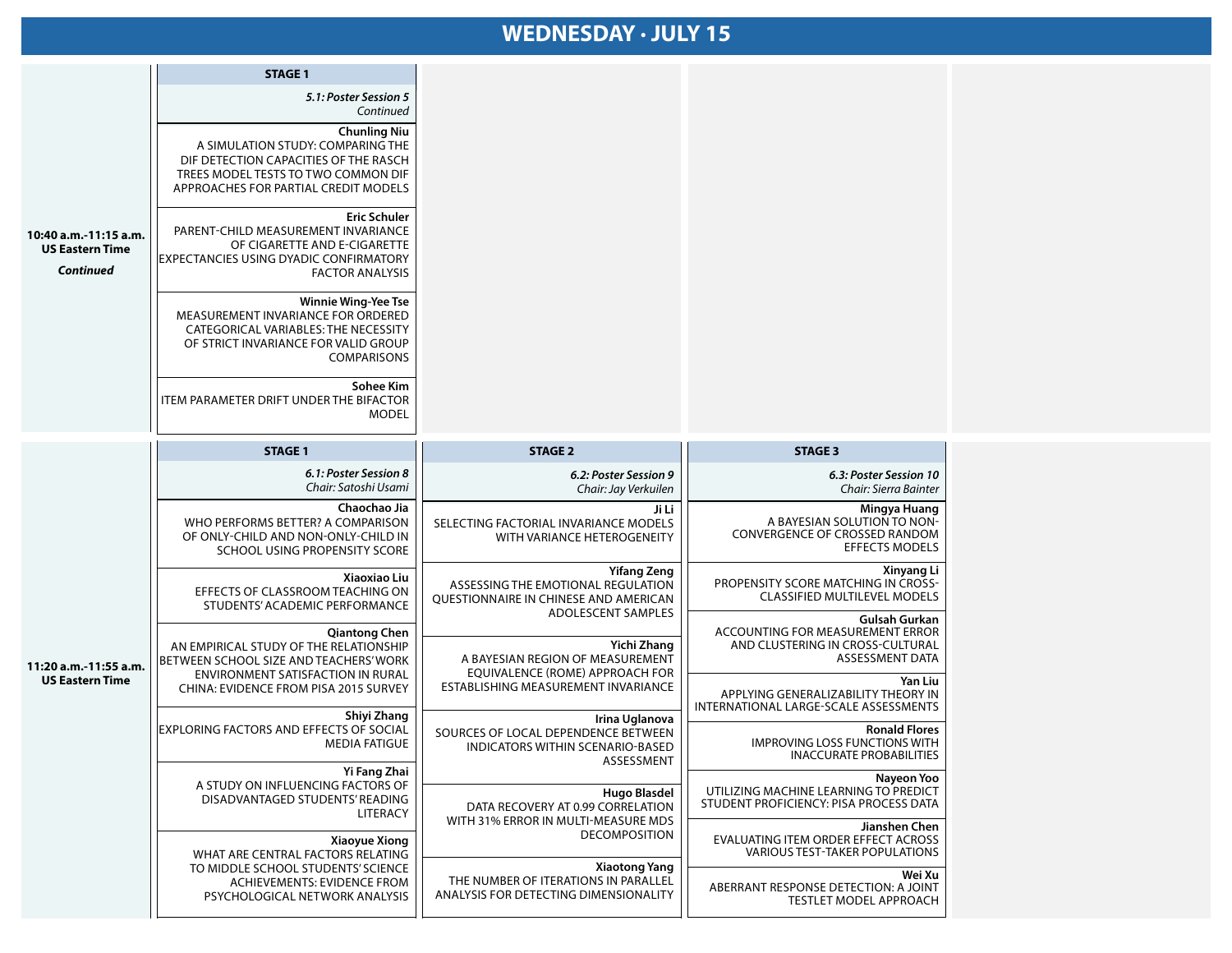# WEDNESDAY · JULY 15

## 10:40 a.m.-11:15 a.m. US Eastern Time *Continued*

### STAGE 1

*5.1: Poster Session 5*
*Continued*

**Chunling Niu**
A SIMULATION STUDY: COMPARING THE DIF DETECTION CAPACITIES OF THE RASCH TREES MODEL TESTS TO TWO COMMON DIF APPROACHES FOR PARTIAL CREDIT MODELS

**Eric Schuler**
PARENT-CHILD MEASUREMENT INVARIANCE OF CIGARETTE AND E-CIGARETTE EXPECTANCIES USING DYADIC CONFIRMATORY FACTOR ANALYSIS

**Winnie Wing-Yee Tse**
MEASUREMENT INVARIANCE FOR ORDERED CATEGORICAL VARIABLES: THE NECESSITY OF STRICT INVARIANCE FOR VALID GROUP COMPARISONS

**Sohee Kim**
ITEM PARAMETER DRIFT UNDER THE BIFACTOR MODEL

## 11:20 a.m.-11:55 a.m. US Eastern Time

### STAGE 1

*6.1: Poster Session 8*
*Chair: Satoshi Usami*

**Chaochao Jia**
WHO PERFORMS BETTER? A COMPARISON OF ONLY-CHILD AND NON-ONLY-CHILD IN SCHOOL USING PROPENSITY SCORE

**Xiaoxiao Liu**
EFFECTS OF CLASSROOM TEACHING ON STUDENTS' ACADEMIC PERFORMANCE

**Qiantong Chen**
AN EMPIRICAL STUDY OF THE RELATIONSHIP BETWEEN SCHOOL SIZE AND TEACHERS' WORK ENVIRONMENT SATISFACTION IN RURAL CHINA: EVIDENCE FROM PISA 2015 SURVEY

**Shiyi Zhang**
EXPLORING FACTORS AND EFFECTS OF SOCIAL MEDIA FATIGUE

**Yi Fang Zhai**
A STUDY ON INFLUENCING FACTORS OF DISADVANTAGED STUDENTS' READING LITERACY

**Xiaoyue Xiong**
WHAT ARE CENTRAL FACTORS RELATING TO MIDDLE SCHOOL STUDENTS' SCIENCE ACHIEVEMENTS: EVIDENCE FROM PSYCHOLOGICAL NETWORK ANALYSIS

### STAGE 2

*6.2: Poster Session 9*
*Chair: Jay Verkuilen*

**Ji Li**
SELECTING FACTORIAL INVARIANCE MODELS WITH VARIANCE HETEROGENEITY

**Yifang Zeng**
ASSESSING THE EMOTIONAL REGULATION QUESTIONNAIRE IN CHINESE AND AMERICAN ADOLESCENT SAMPLES

**Yichi Zhang**
A BAYESIAN REGION OF MEASUREMENT EQUIVALENCE (ROME) APPROACH FOR ESTABLISHING MEASUREMENT INVARIANCE

**Irina Uglanova**
SOURCES OF LOCAL DEPENDENCE BETWEEN INDICATORS WITHIN SCENARIO-BASED ASSESSMENT

**Hugo Blasdel**
DATA RECOVERY AT 0.99 CORRELATION WITH 31% ERROR IN MULTI-MEASURE MDS DECOMPOSITION

**Xiaotong Yang**
THE NUMBER OF ITERATIONS IN PARALLEL ANALYSIS FOR DETECTING DIMENSIONALITY

### STAGE 3

*6.3: Poster Session 10*
*Chair: Sierra Bainter*

**Mingya Huang**
A BAYESIAN SOLUTION TO NON-CONVERGENCE OF CROSSED RANDOM EFFECTS MODELS

**Xinyang Li**
PROPENSITY SCORE MATCHING IN CROSS-CLASSIFIED MULTILEVEL MODELS

**Gulsah Gurkan**
ACCOUNTING FOR MEASUREMENT ERROR AND CLUSTERING IN CROSS-CULTURAL ASSESSMENT DATA

**Yan Liu**
APPLYING GENERALIZABILITY THEORY IN INTERNATIONAL LARGE-SCALE ASSESSMENTS

**Ronald Flores**
IMPROVING LOSS FUNCTIONS WITH INACCURATE PROBABILITIES

**Nayeon Yoo**
UTILIZING MACHINE LEARNING TO PREDICT STUDENT PROFICIENCY: PISA PROCESS DATA

**Jianshen Chen**
EVALUATING ITEM ORDER EFFECT ACROSS VARIOUS TEST-TAKER POPULATIONS

**Wei Xu**
ABERRANT RESPONSE DETECTION: A JOINT TESTLET MODEL APPROACH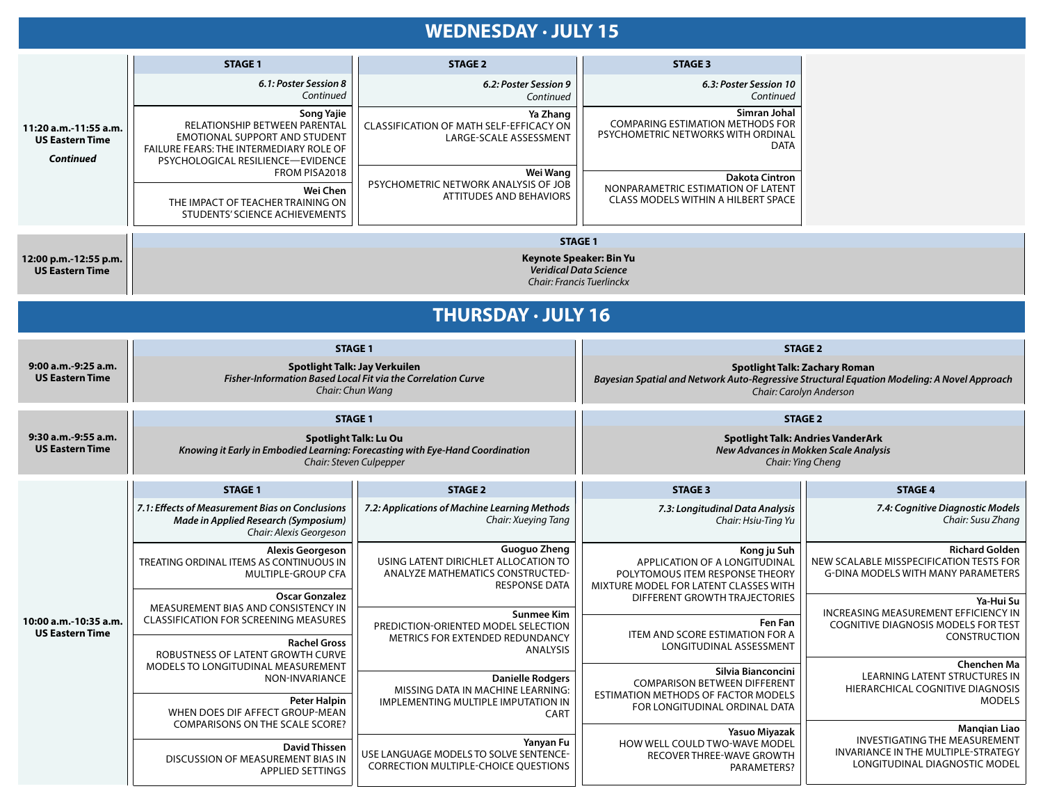## WEDNESDAY · JULY 15

| | STAGE 1 | STAGE 2 | STAGE 3 |
|---|---|---|---|
| **11:20 a.m.-11:55 a.m. US Eastern Time** *Continued* | *6.1: Poster Session 8* *Continued* | *6.2: Poster Session 9* *Continued* | *6.3: Poster Session 10* *Continued* |
| | **Song Yajie** RELATIONSHIP BETWEEN PARENTAL EMOTIONAL SUPPORT AND STUDENT FAILURE FEARS: THE INTERMEDIARY ROLE OF PSYCHOLOGICAL RESILIENCE—EVIDENCE FROM PISA2018 | **Ya Zhang** CLASSIFICATION OF MATH SELF-EFFICACY ON LARGE-SCALE ASSESSMENT | **Simran Johal** COMPARING ESTIMATION METHODS FOR PSYCHOMETRIC NETWORKS WITH ORDINAL DATA |
| | **Wei Chen** THE IMPACT OF TEACHER TRAINING ON STUDENTS' SCIENCE ACHIEVEMENTS | **Wei Wang** PSYCHOMETRIC NETWORK ANALYSIS OF JOB ATTITUDES AND BEHAVIORS | **Dakota Cintron** NONPARAMETRIC ESTIMATION OF LATENT CLASS MODELS WITHIN A HILBERT SPACE |

| | STAGE 1 |
|---|---|
| **12:00 p.m.-12:55 p.m. US Eastern Time** | **Keynote Speaker: Bin Yu** *Veridical Data Science* *Chair: Francis Tuerlinckx* |

## THURSDAY · JULY 16

| | STAGE 1 | STAGE 2 |
|---|---|---|
| **9:00 a.m.-9:25 a.m. US Eastern Time** | **Spotlight Talk: Jay Verkuilen** *Fisher-Information Based Local Fit via the Correlation Curve* *Chair: Chun Wang* | **Spotlight Talk: Zachary Roman** *Bayesian Spatial and Network Auto-Regressive Structural Equation Modeling: A Novel Approach* *Chair: Carolyn Anderson* |
| **9:30 a.m.-9:55 a.m. US Eastern Time** | **Spotlight Talk: Lu Ou** *Knowing it Early in Embodied Learning: Forecasting with Eye-Hand Coordination* *Chair: Steven Culpepper* | **Spotlight Talk: Andries VanderArk** *New Advances in Mokken Scale Analysis* *Chair: Ying Cheng* |

| | STAGE 1 | STAGE 2 | STAGE 3 | STAGE 4 |
|---|---|---|---|---|
| **10:00 a.m.-10:35 a.m. US Eastern Time** | *7.1: Effects of Measurement Bias on Conclusions Made in Applied Research (Symposium)* *Chair: Alexis Georgeson* | *7.2: Applications of Machine Learning Methods* *Chair: Xueying Tang* | *7.3: Longitudinal Data Analysis* *Chair: Hsiu-Ting Yu* | *7.4: Cognitive Diagnostic Models* *Chair: Susu Zhang* |
| | **Alexis Georgeson** TREATING ORDINAL ITEMS AS CONTINUOUS IN MULTIPLE-GROUP CFA | **Guoguo Zheng** USING LATENT DIRICHLET ALLOCATION TO ANALYZE MATHEMATICS CONSTRUCTED-RESPONSE DATA | **Kong ju Suh** APPLICATION OF A LONGITUDINAL POLYTOMOUS ITEM RESPONSE THEORY MIXTURE MODEL FOR LATENT CLASSES WITH DIFFERENT GROWTH TRAJECTORIES | **Richard Golden** NEW SCALABLE MISSPECIFICATION TESTS FOR G-DINA MODELS WITH MANY PARAMETERS |
| | **Oscar Gonzalez** MEASUREMENT BIAS AND CONSISTENCY IN CLASSIFICATION FOR SCREENING MEASURES | **Sunmee Kim** PREDICTION-ORIENTED MODEL SELECTION METRICS FOR EXTENDED REDUNDANCY ANALYSIS | **Fen Fan** ITEM AND SCORE ESTIMATION FOR A LONGITUDINAL ASSESSMENT | **Ya-Hui Su** INCREASING MEASUREMENT EFFICIENCY IN COGNITIVE DIAGNOSIS MODELS FOR TEST CONSTRUCTION |
| | **Rachel Gross** ROBUSTNESS OF LATENT GROWTH CURVE MODELS TO LONGITUDINAL MEASUREMENT NON-INVARIANCE | **Danielle Rodgers** MISSING DATA IN MACHINE LEARNING: IMPLEMENTING MULTIPLE IMPUTATION IN CART | **Silvia Bianconcini** COMPARISON BETWEEN DIFFERENT ESTIMATION METHODS OF FACTOR MODELS FOR LONGITUDINAL ORDINAL DATA | **Chenchen Ma** LEARNING LATENT STRUCTURES IN HIERARCHICAL COGNITIVE DIAGNOSIS MODELS |
| | **Peter Halpin** WHEN DOES DIF AFFECT GROUP-MEAN COMPARISONS ON THE SCALE SCORE? | **Yanyan Fu** USE LANGUAGE MODELS TO SOLVE SENTENCE-CORRECTION MULTIPLE-CHOICE QUESTIONS | **Yasuo Miyazak** HOW WELL COULD TWO-WAVE MODEL RECOVER THREE-WAVE GROWTH PARAMETERS? | **Manqian Liao** INVESTIGATING THE MEASUREMENT INVARIANCE IN THE MULTIPLE-STRATEGY LONGITUDINAL DIAGNOSTIC MODEL |
| | **David Thissen** DISCUSSION OF MEASUREMENT BIAS IN APPLIED SETTINGS | | | |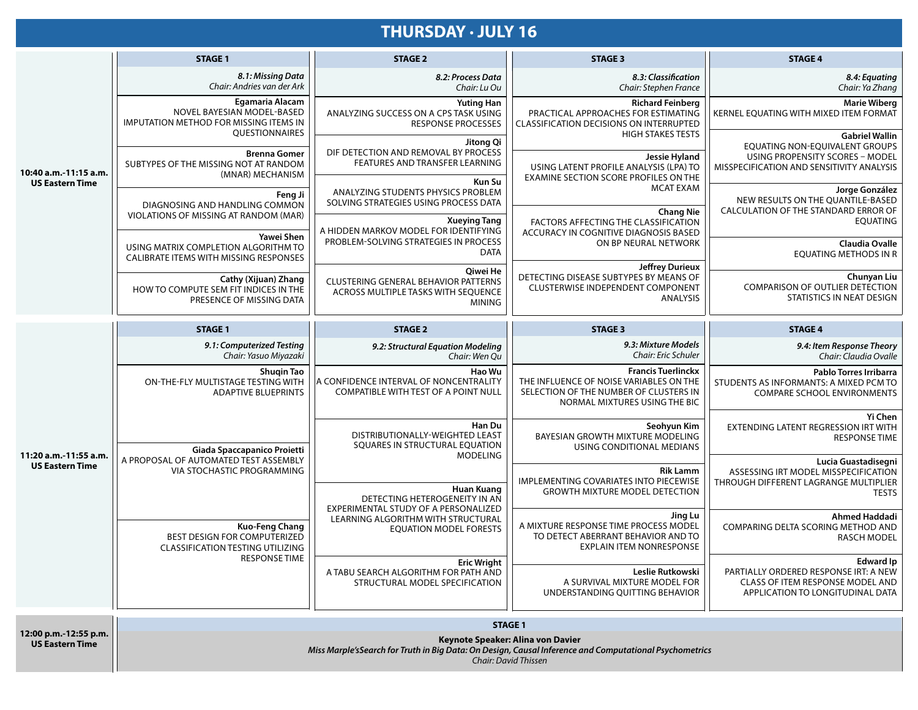# THURSDAY · JULY 16

## 10:40 a.m.-11:15 a.m. US Eastern Time

| STAGE 1 | STAGE 2 | STAGE 3 | STAGE 4 |
|---|---|---|---|
| ***8.1: Missing Data*** *Chair: Andries van der Ark* | ***8.2: Process Data*** *Chair: Lu Ou* | ***8.3: Classification*** *Chair: Stephen France* | ***8.4: Equating*** *Chair: Ya Zhang* |
| **Egamaria Alacam** NOVEL BAYESIAN MODEL-BASED IMPUTATION METHOD FOR MISSING ITEMS IN QUESTIONNAIRES | **Yuting Han** ANALYZING SUCCESS ON A CPS TASK USING RESPONSE PROCESSES | **Richard Feinberg** PRACTICAL APPROACHES FOR ESTIMATING CLASSIFICATION DECISIONS ON INTERRUPTED HIGH STAKES TESTS | **Marie Wiberg** KERNEL EQUATING WITH MIXED ITEM FORMAT |
| **Brenna Gomer** SUBTYPES OF THE MISSING NOT AT RANDOM (MNAR) MECHANISM | **Jitong Qi** DIF DETECTION AND REMOVAL BY PROCESS FEATURES AND TRANSFER LEARNING | **Jessie Hyland** USING LATENT PROFILE ANALYSIS (LPA) TO EXAMINE SECTION SCORE PROFILES ON THE MCAT EXAM | **Gabriel Wallin** EQUATING NON-EQUIVALENT GROUPS USING PROPENSITY SCORES – MODEL MISSPECIFICATION AND SENSITIVITY ANALYSIS |
| **Feng Ji** DIAGNOSING AND HANDLING COMMON VIOLATIONS OF MISSING AT RANDOM (MAR) | **Kun Su** ANALYZING STUDENTS PHYSICS PROBLEM SOLVING STRATEGIES USING PROCESS DATA | **Chang Nie** FACTORS AFFECTING THE CLASSIFICATION ACCURACY IN COGNITIVE DIAGNOSIS BASED ON BP NEURAL NETWORK | **Jorge González** NEW RESULTS ON THE QUANTILE-BASED CALCULATION OF THE STANDARD ERROR OF EQUATING |
| **Yawei Shen** USING MATRIX COMPLETION ALGORITHM TO CALIBRATE ITEMS WITH MISSING RESPONSES | **Xueying Tang** A HIDDEN MARKOV MODEL FOR IDENTIFYING PROBLEM-SOLVING STRATEGIES IN PROCESS DATA | **Jeffrey Durieux** DETECTING DISEASE SUBTYPES BY MEANS OF CLUSTERWISE INDEPENDENT COMPONENT ANALYSIS | **Claudia Ovalle** EQUATING METHODS IN R |
| **Cathy (Xijuan) Zhang** HOW TO COMPUTE SEM FIT INDICES IN THE PRESENCE OF MISSING DATA | **Qiwei He** CLUSTERING GENERAL BEHAVIOR PATTERNS ACROSS MULTIPLE TASKS WITH SEQUENCE MINING | | **Chunyan Liu** COMPARISON OF OUTLIER DETECTION STATISTICS IN NEAT DESIGN |

## 11:20 a.m.-11:55 a.m. US Eastern Time

| STAGE 1 | STAGE 2 | STAGE 3 | STAGE 4 |
|---|---|---|---|
| ***9.1: Computerized Testing*** *Chair: Yasuo Miyazaki* | ***9.2: Structural Equation Modeling*** *Chair: Wen Qu* | ***9.3: Mixture Models*** *Chair: Eric Schuler* | ***9.4: Item Response Theory*** *Chair: Claudia Ovalle* |
| **Shuqin Tao** ON-THE-FLY MULTISTAGE TESTING WITH ADAPTIVE BLUEPRINTS | **Hao Wu** A CONFIDENCE INTERVAL OF NONCENTRALITY COMPATIBLE WITH TEST OF A POINT NULL | **Francis Tuerlinckx** THE INFLUENCE OF NOISE VARIABLES ON THE SELECTION OF THE NUMBER OF CLUSTERS IN NORMAL MIXTURES USING THE BIC | **Pablo Torres Irribarra** STUDENTS AS INFORMANTS: A MIXED PCM TO COMPARE SCHOOL ENVIRONMENTS |
| **Giada Spaccapanico Proietti** A PROPOSAL OF AUTOMATED TEST ASSEMBLY VIA STOCHASTIC PROGRAMMING | **Han Du** DISTRIBUTIONALLY-WEIGHTED LEAST SQUARES IN STRUCTURAL EQUATION MODELING | **Seohyun Kim** BAYESIAN GROWTH MIXTURE MODELING USING CONDITIONAL MEDIANS | **Yi Chen** EXTENDING LATENT REGRESSION IRT WITH RESPONSE TIME |
| **Kuo-Feng Chang** BEST DESIGN FOR COMPUTERIZED CLASSIFICATION TESTING UTILIZING RESPONSE TIME | **Huan Kuang** DETECTING HETEROGENEITY IN AN EXPERIMENTAL STUDY OF A PERSONALIZED LEARNING ALGORITHM WITH STRUCTURAL EQUATION MODEL FORESTS | **Rik Lamm** IMPLEMENTING COVARIATES INTO PIECEWISE GROWTH MIXTURE MODEL DETECTION | **Lucia Guastadisegni** ASSESSING IRT MODEL MISSPECIFICATION THROUGH DIFFERENT LAGRANGE MULTIPLIER TESTS |
| | **Eric Wright** A TABU SEARCH ALGORITHM FOR PATH AND STRUCTURAL MODEL SPECIFICATION | **Jing Lu** A MIXTURE RESPONSE TIME PROCESS MODEL TO DETECT ABERRANT BEHAVIOR AND TO EXPLAIN ITEM NONRESPONSE | **Ahmed Haddadi** COMPARING DELTA SCORING METHOD AND RASCH MODEL |
| | | **Leslie Rutkowski** A SURVIVAL MIXTURE MODEL FOR UNDERSTANDING QUITTING BEHAVIOR | **Edward Ip** PARTIALLY ORDERED RESPONSE IRT: A NEW CLASS OF ITEM RESPONSE MODEL AND APPLICATION TO LONGITUDINAL DATA |

## 12:00 p.m.-12:55 p.m. US Eastern Time

**STAGE 1**

**Keynote Speaker: Alina von Davier**

***Miss Marple'sSearch for Truth in Big Data: On Design, Causal Inference and Computational Psychometrics***

*Chair: David Thissen*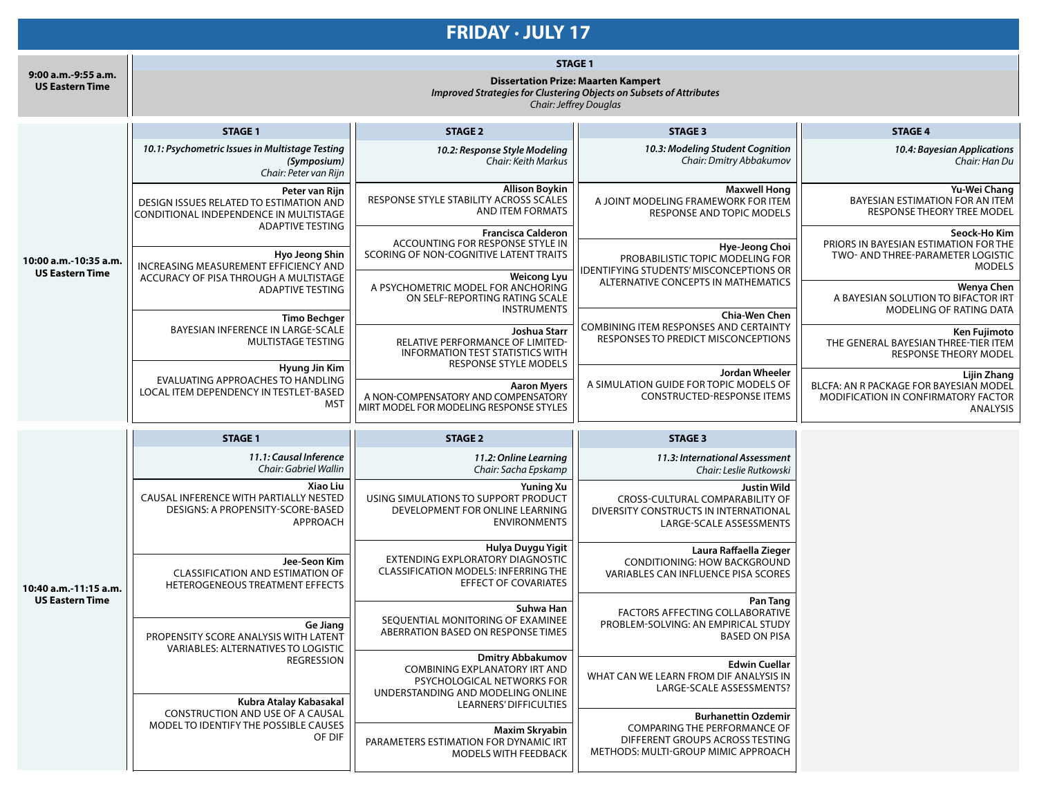# FRIDAY · JULY 17

## 9:00 a.m.-9:55 a.m. US Eastern Time

**STAGE 1**

**Dissertation Prize: Maarten Kampert**
*Improved Strategies for Clustering Objects on Subsets of Attributes*
*Chair: Jeffrey Douglas*

## 10:00 a.m.-10:35 a.m. US Eastern Time

| STAGE 1 | STAGE 2 | STAGE 3 | STAGE 4 |
|---|---|---|---|
| ***10.1: Psychometric Issues in Multistage Testing (Symposium)*** *Chair: Peter van Rijn* | ***10.2: Response Style Modeling*** *Chair: Keith Markus* | ***10.3: Modeling Student Cognition*** *Chair: Dmitry Abbakumov* | ***10.4: Bayesian Applications*** *Chair: Han Du* |
| **Peter van Rijn** DESIGN ISSUES RELATED TO ESTIMATION AND CONDITIONAL INDEPENDENCE IN MULTISTAGE ADAPTIVE TESTING | **Allison Boykin** RESPONSE STYLE STABILITY ACROSS SCALES AND ITEM FORMATS | **Maxwell Hong** A JOINT MODELING FRAMEWORK FOR ITEM RESPONSE AND TOPIC MODELS | **Yu-Wei Chang** BAYESIAN ESTIMATION FOR AN ITEM RESPONSE THEORY TREE MODEL |
| **Hyo Jeong Shin** INCREASING MEASUREMENT EFFICIENCY AND ACCURACY OF PISA THROUGH A MULTISTAGE ADAPTIVE TESTING | **Francisca Calderon** ACCOUNTING FOR RESPONSE STYLE IN SCORING OF NON-COGNITIVE LATENT TRAITS | **Hye-Jeong Choi** PROBABILISTIC TOPIC MODELING FOR IDENTIFYING STUDENTS' MISCONCEPTIONS OR ALTERNATIVE CONCEPTS IN MATHEMATICS | **Seock-Ho Kim** PRIORS IN BAYESIAN ESTIMATION FOR THE TWO- AND THREE-PARAMETER LOGISTIC MODELS |
| **Timo Bechger** BAYESIAN INFERENCE IN LARGE-SCALE MULTISTAGE TESTING | **Weicong Lyu** A PSYCHOMETRIC MODEL FOR ANCHORING ON SELF-REPORTING RATING SCALE INSTRUMENTS | **Chia-Wen Chen** COMBINING ITEM RESPONSES AND CERTAINTY RESPONSES TO PREDICT MISCONCEPTIONS | **Wenya Chen** A BAYESIAN SOLUTION TO BIFACTOR IRT MODELING OF RATING DATA |
| **Hyung Jin Kim** EVALUATING APPROACHES TO HANDLING LOCAL ITEM DEPENDENCY IN TESTLET-BASED MST | **Joshua Starr** RELATIVE PERFORMANCE OF LIMITED-INFORMATION TEST STATISTICS WITH RESPONSE STYLE MODELS | **Jordan Wheeler** A SIMULATION GUIDE FOR TOPIC MODELS OF CONSTRUCTED-RESPONSE ITEMS | **Ken Fujimoto** THE GENERAL BAYESIAN THREE-TIER ITEM RESPONSE THEORY MODEL |
| | **Aaron Myers** A NON-COMPENSATORY AND COMPENSATORY MIRT MODEL FOR MODELING RESPONSE STYLES | | **Lijin Zhang** BLCFA: AN R PACKAGE FOR BAYESIAN MODEL MODIFICATION IN CONFIRMATORY FACTOR ANALYSIS |

## 10:40 a.m.-11:15 a.m. US Eastern Time

| STAGE 1 | STAGE 2 | STAGE 3 |
|---|---|---|
| ***11.1: Causal Inference*** *Chair: Gabriel Wallin* | ***11.2: Online Learning*** *Chair: Sacha Epskamp* | ***11.3: International Assessment*** *Chair: Leslie Rutkowski* |
| **Xiao Liu** CAUSAL INFERENCE WITH PARTIALLY NESTED DESIGNS: A PROPENSITY-SCORE-BASED APPROACH | **Yuning Xu** USING SIMULATIONS TO SUPPORT PRODUCT DEVELOPMENT FOR ONLINE LEARNING ENVIRONMENTS | **Justin Wild** CROSS-CULTURAL COMPARABILITY OF DIVERSITY CONSTRUCTS IN INTERNATIONAL LARGE-SCALE ASSESSMENTS |
| **Jee-Seon Kim** CLASSIFICATION AND ESTIMATION OF HETEROGENEOUS TREATMENT EFFECTS | **Hulya Duygu Yigit** EXTENDING EXPLORATORY DIAGNOSTIC CLASSIFICATION MODELS: INFERRING THE EFFECT OF COVARIATES | **Laura Raffaella Zieger** CONDITIONING: HOW BACKGROUND VARIABLES CAN INFLUENCE PISA SCORES |
| **Ge Jiang** PROPENSITY SCORE ANALYSIS WITH LATENT VARIABLES: ALTERNATIVES TO LOGISTIC REGRESSION | **Suhwa Han** SEQUENTIAL MONITORING OF EXAMINEE ABERRATION BASED ON RESPONSE TIMES | **Pan Tang** FACTORS AFFECTING COLLABORATIVE PROBLEM-SOLVING: AN EMPIRICAL STUDY BASED ON PISA |
| **Kubra Atalay Kabasakal** CONSTRUCTION AND USE OF A CAUSAL MODEL TO IDENTIFY THE POSSIBLE CAUSES OF DIF | **Dmitry Abbakumov** COMBINING EXPLANATORY IRT AND PSYCHOLOGICAL NETWORKS FOR UNDERSTANDING AND MODELING ONLINE LEARNERS' DIFFICULTIES | **Edwin Cuellar** WHAT CAN WE LEARN FROM DIF ANALYSIS IN LARGE-SCALE ASSESSMENTS? |
| | **Maxim Skryabin** PARAMETERS ESTIMATION FOR DYNAMIC IRT MODELS WITH FEEDBACK | **Burhanettin Ozdemir** COMPARING THE PERFORMANCE OF DIFFERENT GROUPS ACROSS TESTING METHODS: MULTI-GROUP MIMIC APPROACH |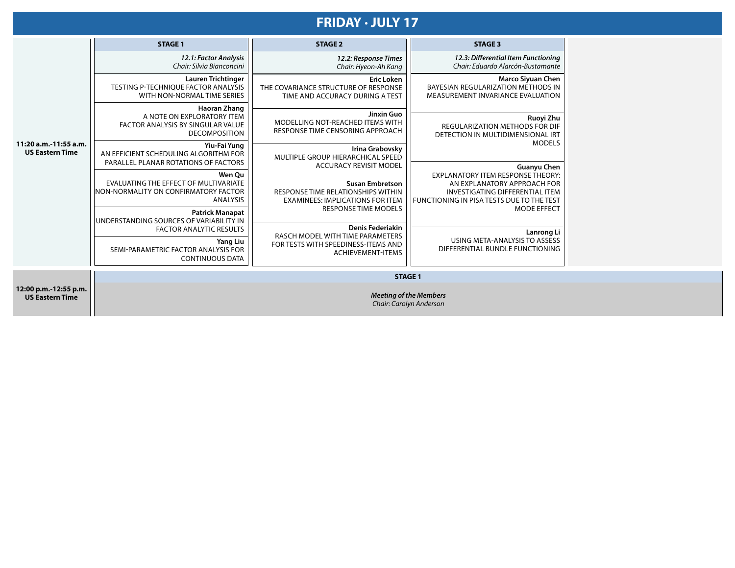# FRIDAY • JULY 17

## 11:20 a.m.-11:55 a.m. US Eastern Time

### STAGE 1

*12.1: Factor Analysis*
*Chair: Silvia Bianconcini*

**Lauren Trichtinger**
TESTING P-TECHNIQUE FACTOR ANALYSIS WITH NON-NORMAL TIME SERIES

**Haoran Zhang**
A NOTE ON EXPLORATORY ITEM FACTOR ANALYSIS BY SINGULAR VALUE DECOMPOSITION

**Yiu-Fai Yung**
AN EFFICIENT SCHEDULING ALGORITHM FOR PARALLEL PLANAR ROTATIONS OF FACTORS

**Wen Qu**
EVALUATING THE EFFECT OF MULTIVARIATE NON-NORMALITY ON CONFIRMATORY FACTOR ANALYSIS

**Patrick Manapat**
UNDERSTANDING SOURCES OF VARIABILITY IN FACTOR ANALYTIC RESULTS

**Yang Liu**
SEMI-PARAMETRIC FACTOR ANALYSIS FOR CONTINUOUS DATA

### STAGE 2

*12.2: Response Times*
*Chair: Hyeon-Ah Kang*

**Eric Loken**
THE COVARIANCE STRUCTURE OF RESPONSE TIME AND ACCURACY DURING A TEST

**Jinxin Guo**
MODELLING NOT-REACHED ITEMS WITH RESPONSE TIME CENSORING APPROACH

**Irina Grabovsky**
MULTIPLE GROUP HIERARCHICAL SPEED ACCURACY REVISIT MODEL

**Susan Embretson**
RESPONSE TIME RELATIONSHIPS WITHIN EXAMINEES: IMPLICATIONS FOR ITEM RESPONSE TIME MODELS

**Denis Federiakin**
RASCH MODEL WITH TIME PARAMETERS FOR TESTS WITH SPEEDINESS-ITEMS AND ACHIEVEMENT-ITEMS

### STAGE 3

*12.3: Differential Item Functioning*
*Chair: Eduardo Alarcón-Bustamante*

**Marco Siyuan Chen**
BAYESIAN REGULARIZATION METHODS IN MEASUREMENT INVARIANCE EVALUATION

**Ruoyi Zhu**
REGULARIZATION METHODS FOR DIF DETECTION IN MULTIDIMENSIONAL IRT MODELS

**Guanyu Chen**
EXPLANATORY ITEM RESPONSE THEORY: AN EXPLANATORY APPROACH FOR INVESTIGATING DIFFERENTIAL ITEM FUNCTIONING IN PISA TESTS DUE TO THE TEST MODE EFFECT

**Lanrong Li**
USING META-ANALYSIS TO ASSESS DIFFERENTIAL BUNDLE FUNCTIONING

## 12:00 p.m.-12:55 p.m. US Eastern Time

### STAGE 1

*Meeting of the Members*
*Chair: Carolyn Anderson*